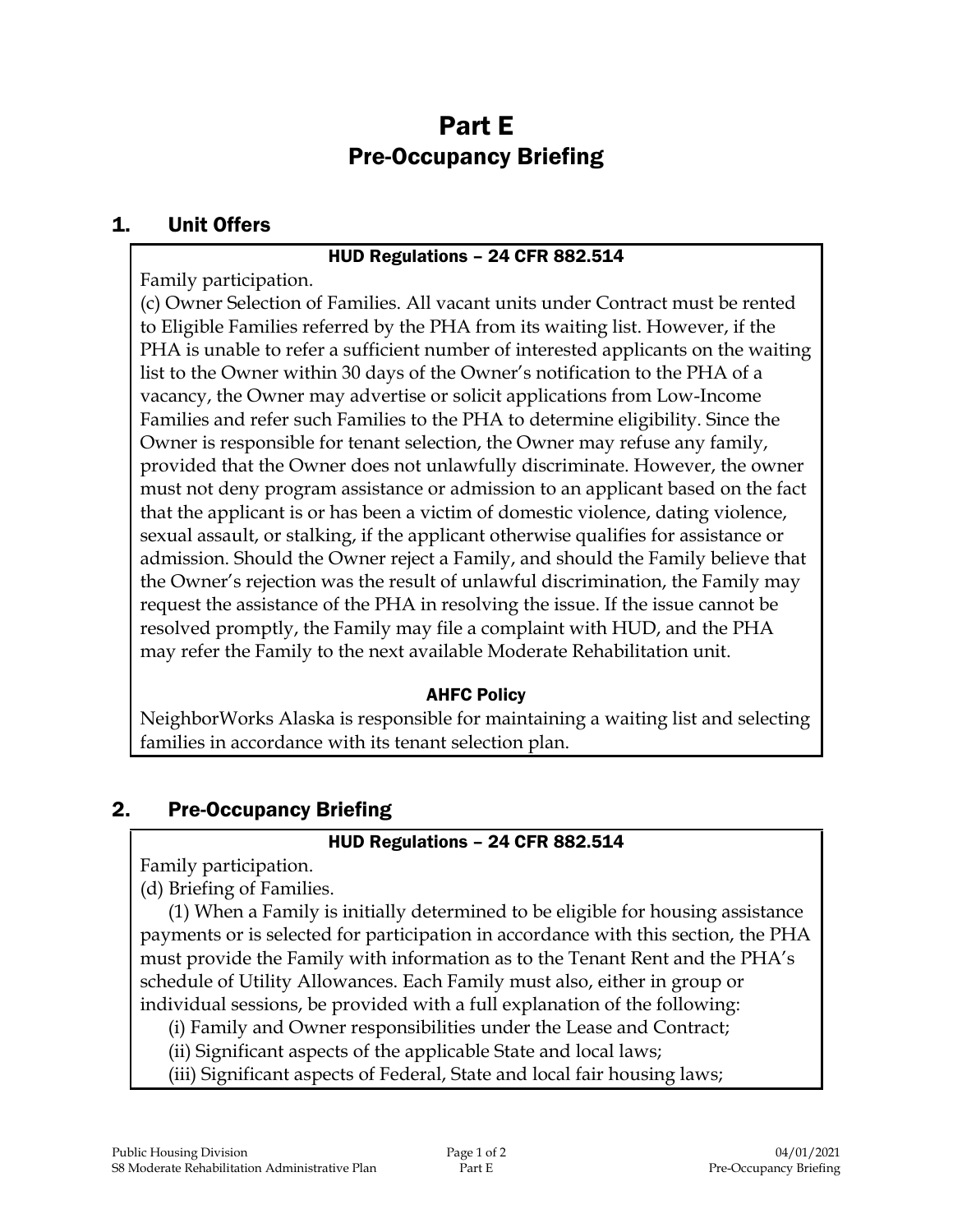# Part E
# Pre-Occupancy Briefing

## 1. Unit Offers

**HUD Regulations – 24 CFR 882.514**

Family participation.

(c) Owner Selection of Families. All vacant units under Contract must be rented to Eligible Families referred by the PHA from its waiting list. However, if the PHA is unable to refer a sufficient number of interested applicants on the waiting list to the Owner within 30 days of the Owner's notification to the PHA of a vacancy, the Owner may advertise or solicit applications from Low-Income Families and refer such Families to the PHA to determine eligibility. Since the Owner is responsible for tenant selection, the Owner may refuse any family, provided that the Owner does not unlawfully discriminate. However, the owner must not deny program assistance or admission to an applicant based on the fact that the applicant is or has been a victim of domestic violence, dating violence, sexual assault, or stalking, if the applicant otherwise qualifies for assistance or admission. Should the Owner reject a Family, and should the Family believe that the Owner's rejection was the result of unlawful discrimination, the Family may request the assistance of the PHA in resolving the issue. If the issue cannot be resolved promptly, the Family may file a complaint with HUD, and the PHA may refer the Family to the next available Moderate Rehabilitation unit.

**AHFC Policy**

NeighborWorks Alaska is responsible for maintaining a waiting list and selecting families in accordance with its tenant selection plan.

## 2. Pre-Occupancy Briefing

**HUD Regulations – 24 CFR 882.514**

Family participation.

(d) Briefing of Families.

(1) When a Family is initially determined to be eligible for housing assistance payments or is selected for participation in accordance with this section, the PHA must provide the Family with information as to the Tenant Rent and the PHA's schedule of Utility Allowances. Each Family must also, either in group or individual sessions, be provided with a full explanation of the following:

(i) Family and Owner responsibilities under the Lease and Contract;

(ii) Significant aspects of the applicable State and local laws;

(iii) Significant aspects of Federal, State and local fair housing laws;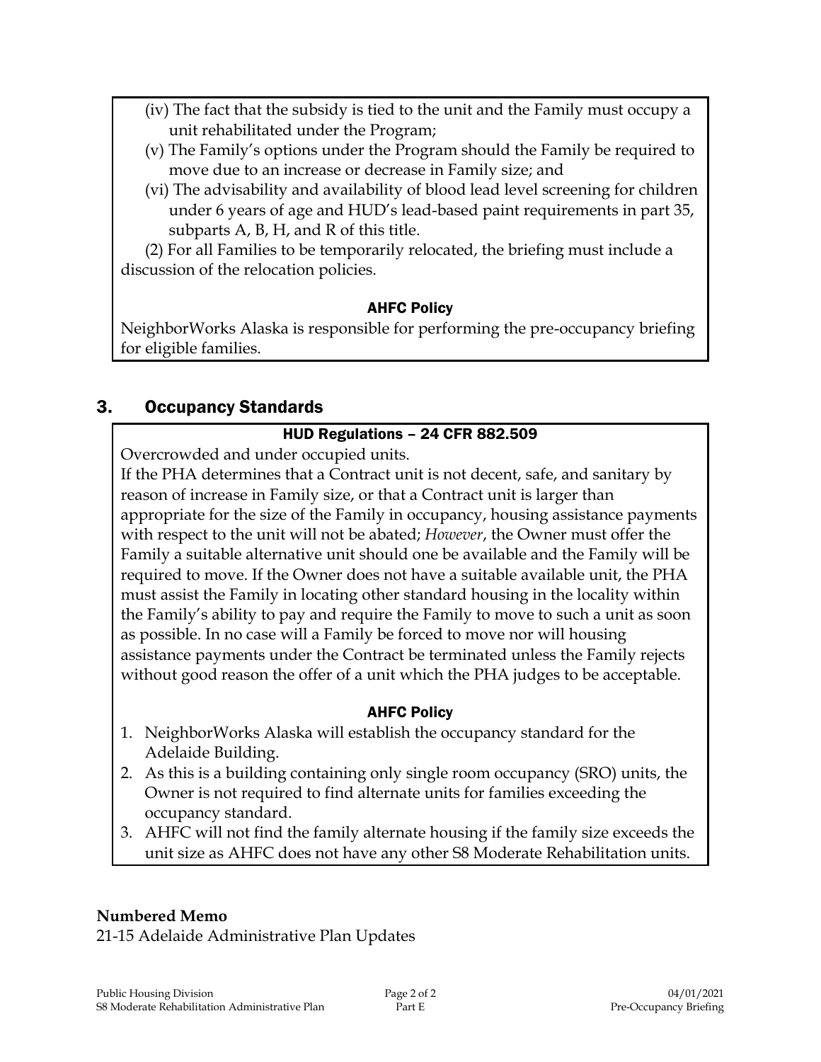(iv) The fact that the subsidy is tied to the unit and the Family must occupy a unit rehabilitated under the Program;

(v) The Family's options under the Program should the Family be required to move due to an increase or decrease in Family size; and

(vi) The advisability and availability of blood lead level screening for children under 6 years of age and HUD's lead-based paint requirements in part 35, subparts A, B, H, and R of this title.

(2) For all Families to be temporarily relocated, the briefing must include a discussion of the relocation policies.

#### AHFC Policy

NeighborWorks Alaska is responsible for performing the pre-occupancy briefing for eligible families.

## 3. Occupancy Standards

#### HUD Regulations – 24 CFR 882.509

Overcrowded and under occupied units.

If the PHA determines that a Contract unit is not decent, safe, and sanitary by reason of increase in Family size, or that a Contract unit is larger than appropriate for the size of the Family in occupancy, housing assistance payments with respect to the unit will not be abated; *However*, the Owner must offer the Family a suitable alternative unit should one be available and the Family will be required to move. If the Owner does not have a suitable available unit, the PHA must assist the Family in locating other standard housing in the locality within the Family's ability to pay and require the Family to move to such a unit as soon as possible. In no case will a Family be forced to move nor will housing assistance payments under the Contract be terminated unless the Family rejects without good reason the offer of a unit which the PHA judges to be acceptable.

#### AHFC Policy

1. NeighborWorks Alaska will establish the occupancy standard for the Adelaide Building.
2. As this is a building containing only single room occupancy (SRO) units, the Owner is not required to find alternate units for families exceeding the occupancy standard.
3. AHFC will not find the family alternate housing if the family size exceeds the unit size as AHFC does not have any other S8 Moderate Rehabilitation units.

**Numbered Memo**

21-15 Adelaide Administrative Plan Updates